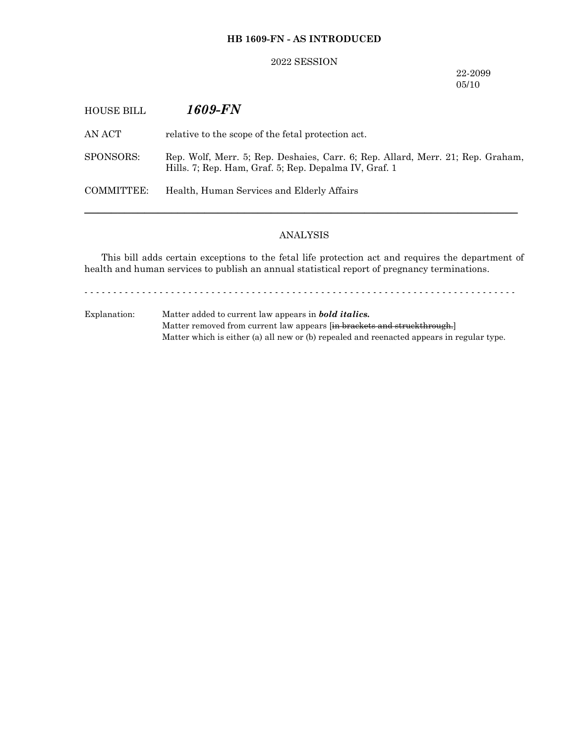**HB 1609-FN - AS INTRODUCED**

2022 SESSION

22-2099
05/10

HOUSE BILL ***1609-FN***

AN ACT relative to the scope of the fetal protection act.

SPONSORS: Rep. Wolf, Merr. 5; Rep. Deshaies, Carr. 6; Rep. Allard, Merr. 21; Rep. Graham, Hills. 7; Rep. Ham, Graf. 5; Rep. Depalma IV, Graf. 1

COMMITTEE: Health, Human Services and Elderly Affairs

---

ANALYSIS

This bill adds certain exceptions to the fetal life protection act and requires the department of health and human services to publish an annual statistical report of pregnancy terminations.

- - - - - - - - - - - - - - - - - - - - - - - - - - - - - - - - - - - - - - - - - - - - - - - - - - - - - - - - - - - - - - - - - - - - - - - - - -

Explanation: Matter added to current law appears in ***bold italics.***
Matter removed from current law appears [~~in brackets and struckthrough.~~]
Matter which is either (a) all new or (b) repealed and reenacted appears in regular type.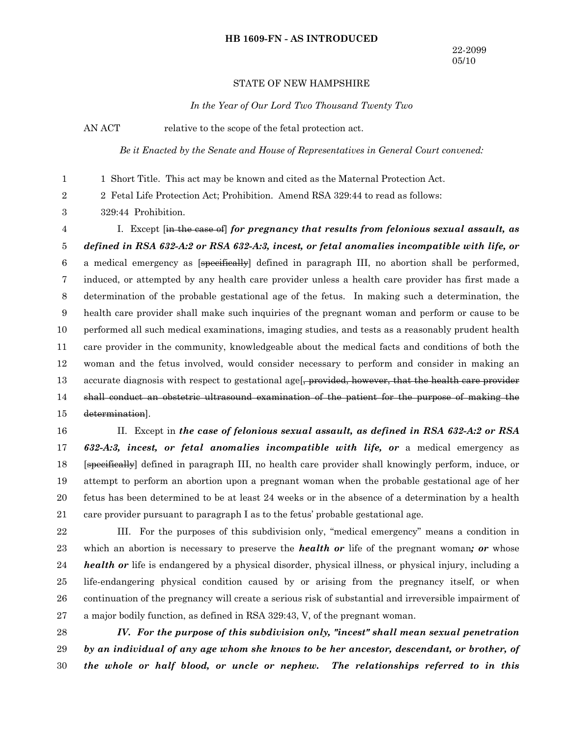**HB 1609-FN - AS INTRODUCED**

22-2099
05/10

STATE OF NEW HAMPSHIRE

*In the Year of Our Lord Two Thousand Twenty Two*

AN ACT relative to the scope of the fetal protection act.

*Be it Enacted by the Senate and House of Representatives in General Court convened:*

1 Short Title. This act may be known and cited as the Maternal Protection Act.

2 Fetal Life Protection Act; Prohibition. Amend RSA 329:44 to read as follows:

329:44 Prohibition.

I. Except [~~in the case of~~] ***for pregnancy that results from felonious sexual assault, as defined in RSA 632-A:2 or RSA 632-A:3, incest, or fetal anomalies incompatible with life, or*** a medical emergency as [~~specifically~~] defined in paragraph III, no abortion shall be performed, induced, or attempted by any health care provider unless a health care provider has first made a determination of the probable gestational age of the fetus. In making such a determination, the health care provider shall make such inquiries of the pregnant woman and perform or cause to be performed all such medical examinations, imaging studies, and tests as a reasonably prudent health care provider in the community, knowledgeable about the medical facts and conditions of both the woman and the fetus involved, would consider necessary to perform and consider in making an accurate diagnosis with respect to gestational age[~~, provided, however, that the health care provider shall conduct an obstetric ultrasound examination of the patient for the purpose of making the determination~~].

II. Except in ***the case of felonious sexual assault, as defined in RSA 632-A:2 or RSA 632-A:3, incest, or fetal anomalies incompatible with life, or*** a medical emergency as [~~specifically~~] defined in paragraph III, no health care provider shall knowingly perform, induce, or attempt to perform an abortion upon a pregnant woman when the probable gestational age of her fetus has been determined to be at least 24 weeks or in the absence of a determination by a health care provider pursuant to paragraph I as to the fetus' probable gestational age.

III. For the purposes of this subdivision only, "medical emergency" means a condition in which an abortion is necessary to preserve the ***health or*** life of the pregnant woman***; or*** whose ***health or*** life is endangered by a physical disorder, physical illness, or physical injury, including a life-endangering physical condition caused by or arising from the pregnancy itself, or when continuation of the pregnancy will create a serious risk of substantial and irreversible impairment of a major bodily function, as defined in RSA 329:43, V, of the pregnant woman.

***IV. For the purpose of this subdivision only, "incest" shall mean sexual penetration by an individual of any age whom she knows to be her ancestor, descendant, or brother, of the whole or half blood, or uncle or nephew. The relationships referred to in this***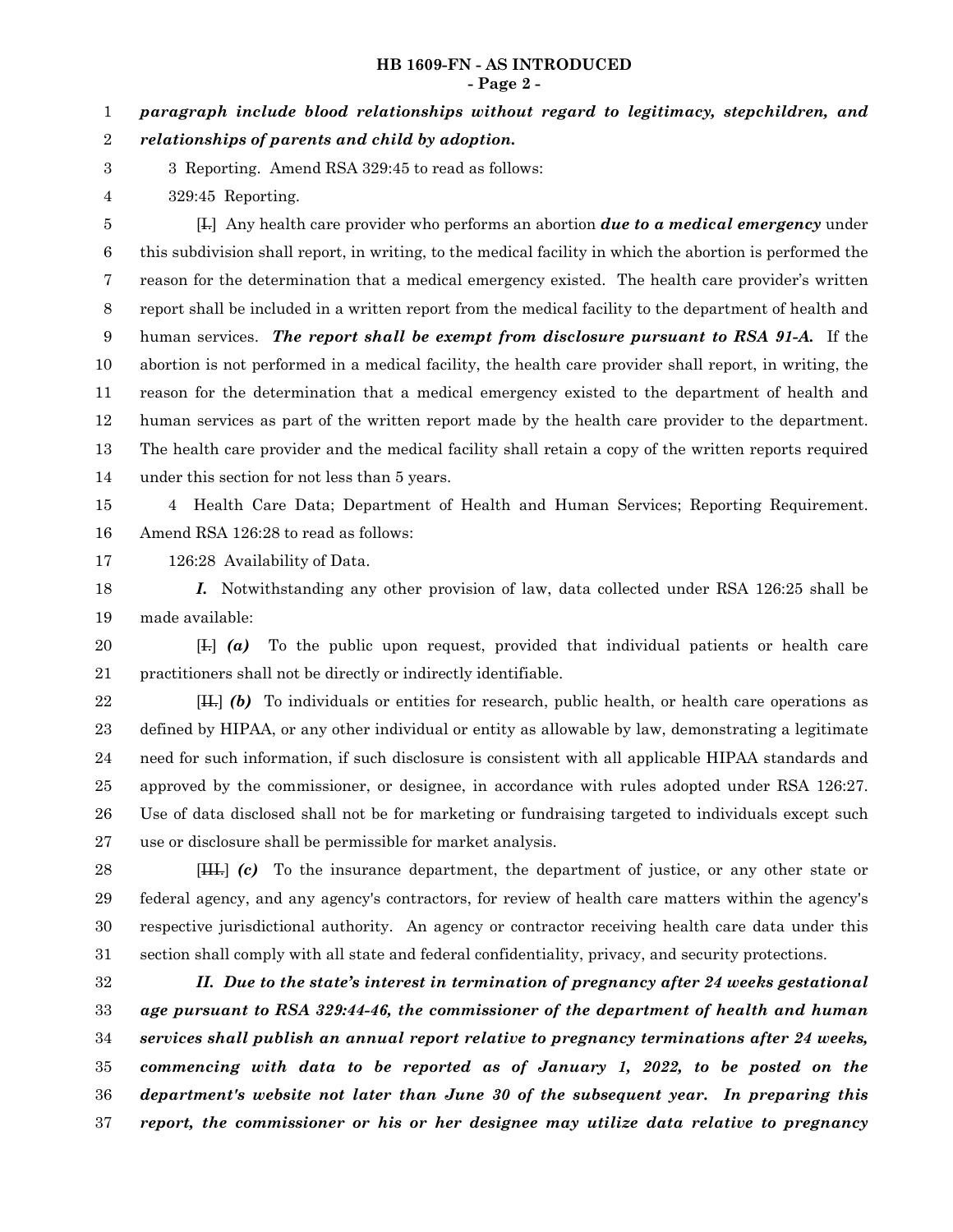***paragraph include blood relationships without regard to legitimacy, stepchildren, and relationships of parents and child by adoption.***

3 Reporting. Amend RSA 329:45 to read as follows:

329:45 Reporting.

[~~I.~~] Any health care provider who performs an abortion ***due to a medical emergency*** under this subdivision shall report, in writing, to the medical facility in which the abortion is performed the reason for the determination that a medical emergency existed. The health care provider's written report shall be included in a written report from the medical facility to the department of health and human services. ***The report shall be exempt from disclosure pursuant to RSA 91-A.*** If the abortion is not performed in a medical facility, the health care provider shall report, in writing, the reason for the determination that a medical emergency existed to the department of health and human services as part of the written report made by the health care provider to the department. The health care provider and the medical facility shall retain a copy of the written reports required under this section for not less than 5 years.

4 Health Care Data; Department of Health and Human Services; Reporting Requirement. Amend RSA 126:28 to read as follows:

126:28 Availability of Data.

***I.*** Notwithstanding any other provision of law, data collected under RSA 126:25 shall be made available:

[~~I.~~] ***(a)*** To the public upon request, provided that individual patients or health care practitioners shall not be directly or indirectly identifiable.

[~~II.~~] ***(b)*** To individuals or entities for research, public health, or health care operations as defined by HIPAA, or any other individual or entity as allowable by law, demonstrating a legitimate need for such information, if such disclosure is consistent with all applicable HIPAA standards and approved by the commissioner, or designee, in accordance with rules adopted under RSA 126:27. Use of data disclosed shall not be for marketing or fundraising targeted to individuals except such use or disclosure shall be permissible for market analysis.

[~~III.~~] ***(c)*** To the insurance department, the department of justice, or any other state or federal agency, and any agency's contractors, for review of health care matters within the agency's respective jurisdictional authority. An agency or contractor receiving health care data under this section shall comply with all state and federal confidentiality, privacy, and security protections.

***II. Due to the state's interest in termination of pregnancy after 24 weeks gestational age pursuant to RSA 329:44-46, the commissioner of the department of health and human services shall publish an annual report relative to pregnancy terminations after 24 weeks, commencing with data to be reported as of January 1, 2022, to be posted on the department's website not later than June 30 of the subsequent year. In preparing this report, the commissioner or his or her designee may utilize data relative to pregnancy***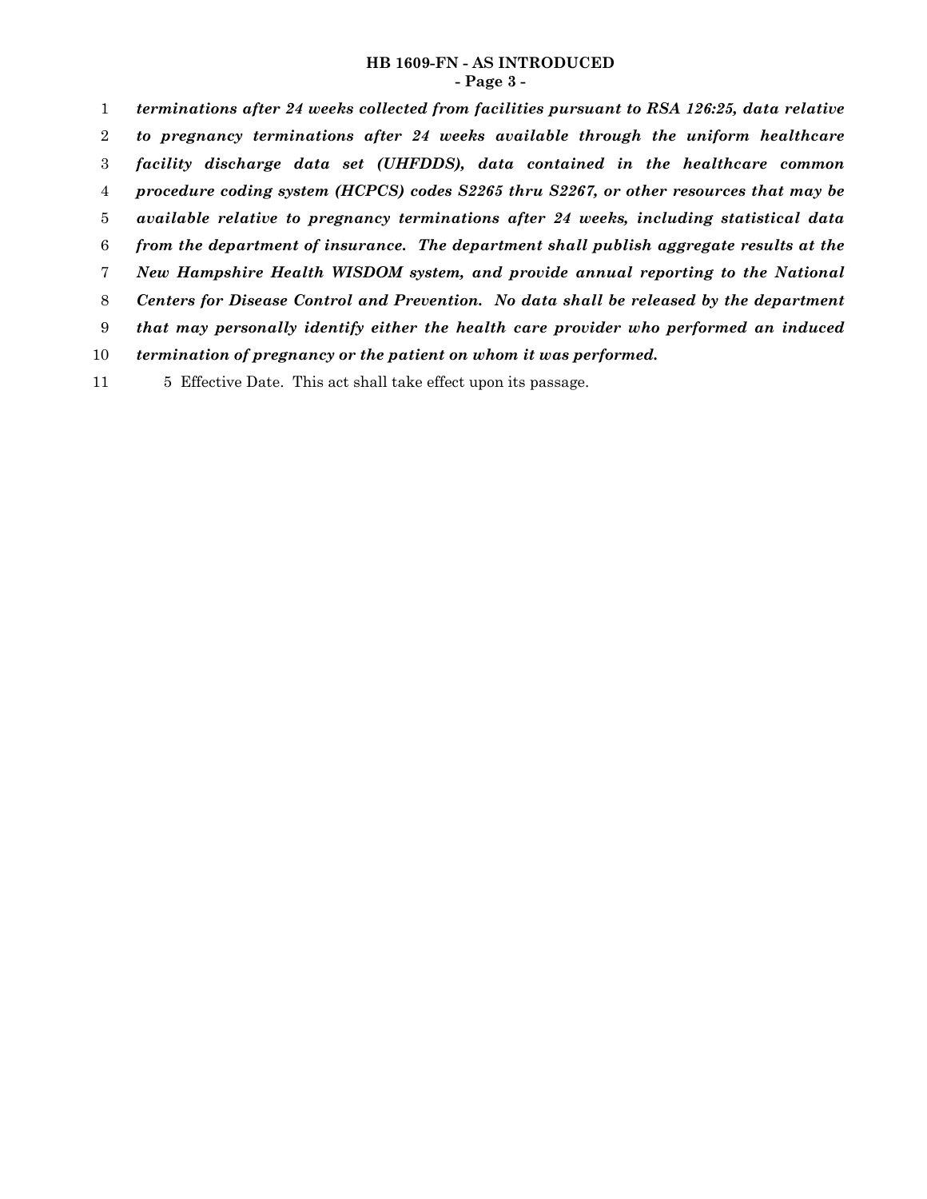***terminations after 24 weeks collected from facilities pursuant to RSA 126:25, data relative to pregnancy terminations after 24 weeks available through the uniform healthcare facility discharge data set (UHFDDS), data contained in the healthcare common procedure coding system (HCPCS) codes S2265 thru S2267, or other resources that may be available relative to pregnancy terminations after 24 weeks, including statistical data from the department of insurance. The department shall publish aggregate results at the New Hampshire Health WISDOM system, and provide annual reporting to the National Centers for Disease Control and Prevention. No data shall be released by the department that may personally identify either the health care provider who performed an induced termination of pregnancy or the patient on whom it was performed.***

5 Effective Date. This act shall take effect upon its passage.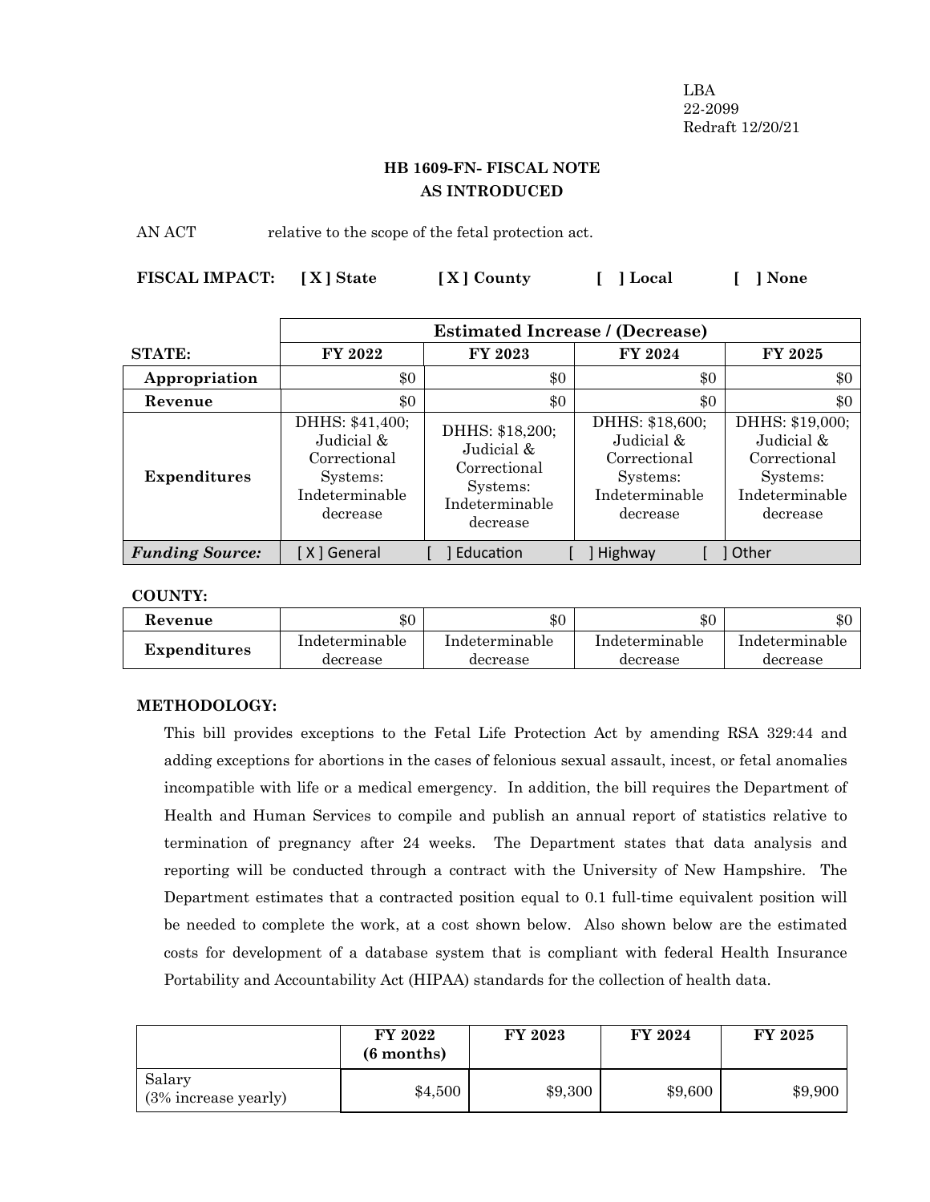LBA
22-2099
Redraft 12/20/21

**HB 1609-FN- FISCAL NOTE**
**AS INTRODUCED**

AN ACT relative to the scope of the fetal protection act.

**FISCAL IMPACT:** **[ X ] State** **[ X ] County** **[ ] Local** **[ ] None**

| | Estimated Increase / (Decrease) | | | |
|---|---|---|---|---|
| **STATE:** | **FY 2022** | **FY 2023** | **FY 2024** | **FY 2025** |
| **Appropriation** | $0 | $0 | $0 | $0 |
| **Revenue** | $0 | $0 | $0 | $0 |
| **Expenditures** | DHHS: $41,400; Judicial & Correctional Systems: Indeterminable decrease | DHHS: $18,200; Judicial & Correctional Systems: Indeterminable decrease | DHHS: $18,600; Judicial & Correctional Systems: Indeterminable decrease | DHHS: $19,000; Judicial & Correctional Systems: Indeterminable decrease |
| ***Funding Source:*** | [ X ] General | [ ] Education | [ ] Highway | [ ] Other |

**COUNTY:**

| | | | | |
|---|---|---|---|---|
| **Revenue** | $0 | $0 | $0 | $0 |
| **Expenditures** | Indeterminable decrease | Indeterminable decrease | Indeterminable decrease | Indeterminable decrease |

**METHODOLOGY:**

This bill provides exceptions to the Fetal Life Protection Act by amending RSA 329:44 and adding exceptions for abortions in the cases of felonious sexual assault, incest, or fetal anomalies incompatible with life or a medical emergency. In addition, the bill requires the Department of Health and Human Services to compile and publish an annual report of statistics relative to termination of pregnancy after 24 weeks. The Department states that data analysis and reporting will be conducted through a contract with the University of New Hampshire. The Department estimates that a contracted position equal to 0.1 full-time equivalent position will be needed to complete the work, at a cost shown below. Also shown below are the estimated costs for development of a database system that is compliant with federal Health Insurance Portability and Accountability Act (HIPAA) standards for the collection of health data.

| | FY 2022 (6 months) | FY 2023 | FY 2024 | FY 2025 |
|---|---|---|---|---|
| Salary (3% increase yearly) | $4,500 | $9,300 | $9,600 | $9,900 |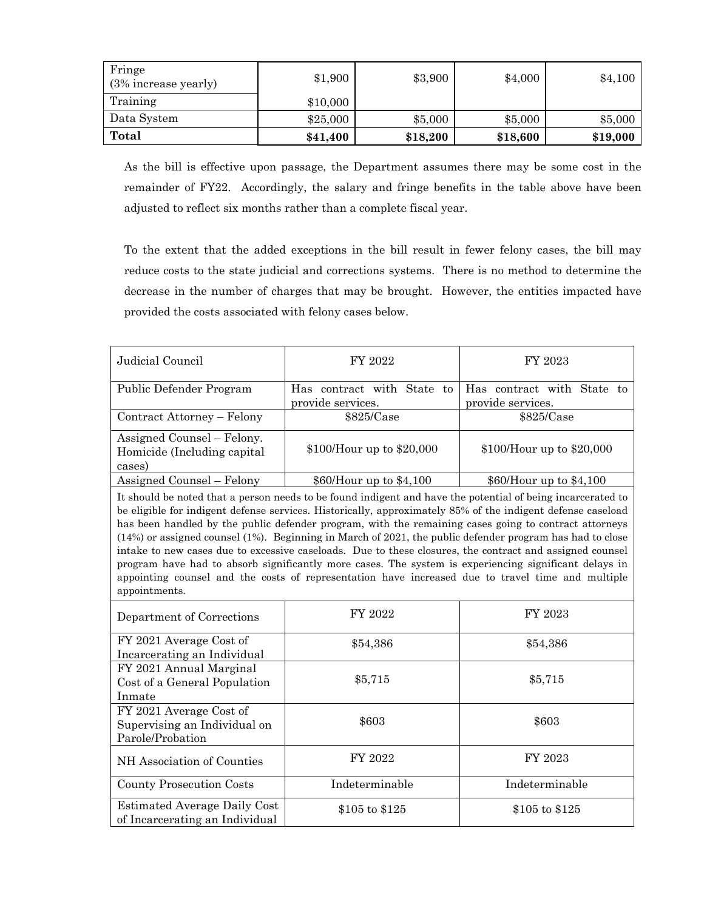| Fringe (3% increase yearly) | $1,900 | $3,900 | $4,000 | $4,100 |
|---|---|---|---|---|
| Training | $10,000 | | | |
| Data System | $25,000 | $5,000 | $5,000 | $5,000 |
| **Total** | **$41,400** | **$18,200** | **$18,600** | **$19,000** |

As the bill is effective upon passage, the Department assumes there may be some cost in the remainder of FY22. Accordingly, the salary and fringe benefits in the table above have been adjusted to reflect six months rather than a complete fiscal year.

To the extent that the added exceptions in the bill result in fewer felony cases, the bill may reduce costs to the state judicial and corrections systems. There is no method to determine the decrease in the number of charges that may be brought. However, the entities impacted have provided the costs associated with felony cases below.

| Judicial Council | FY 2022 | FY 2023 |
|---|---|---|
| Public Defender Program | Has contract with State to provide services. | Has contract with State to provide services. |
| Contract Attorney – Felony | $825/Case | $825/Case |
| Assigned Counsel – Felony. Homicide (Including capital cases) | $100/Hour up to $20,000 | $100/Hour up to $20,000 |
| Assigned Counsel – Felony | $60/Hour up to $4,100 | $60/Hour up to $4,100 |
| It should be noted that a person needs to be found indigent and have the potential of being incarcerated to be eligible for indigent defense services. Historically, approximately 85% of the indigent defense caseload has been handled by the public defender program, with the remaining cases going to contract attorneys (14%) or assigned counsel (1%). Beginning in March of 2021, the public defender program has had to close intake to new cases due to excessive caseloads. Due to these closures, the contract and assigned counsel program have had to absorb significantly more cases. The system is experiencing significant delays in appointing counsel and the costs of representation have increased due to travel time and multiple appointments. | | |
| Department of Corrections | FY 2022 | FY 2023 |
| FY 2021 Average Cost of Incarcerating an Individual | $54,386 | $54,386 |
| FY 2021 Annual Marginal Cost of a General Population Inmate | $5,715 | $5,715 |
| FY 2021 Average Cost of Supervising an Individual on Parole/Probation | $603 | $603 |
| NH Association of Counties | FY 2022 | FY 2023 |
| County Prosecution Costs | Indeterminable | Indeterminable |
| Estimated Average Daily Cost of Incarcerating an Individual | $105 to $125 | $105 to $125 |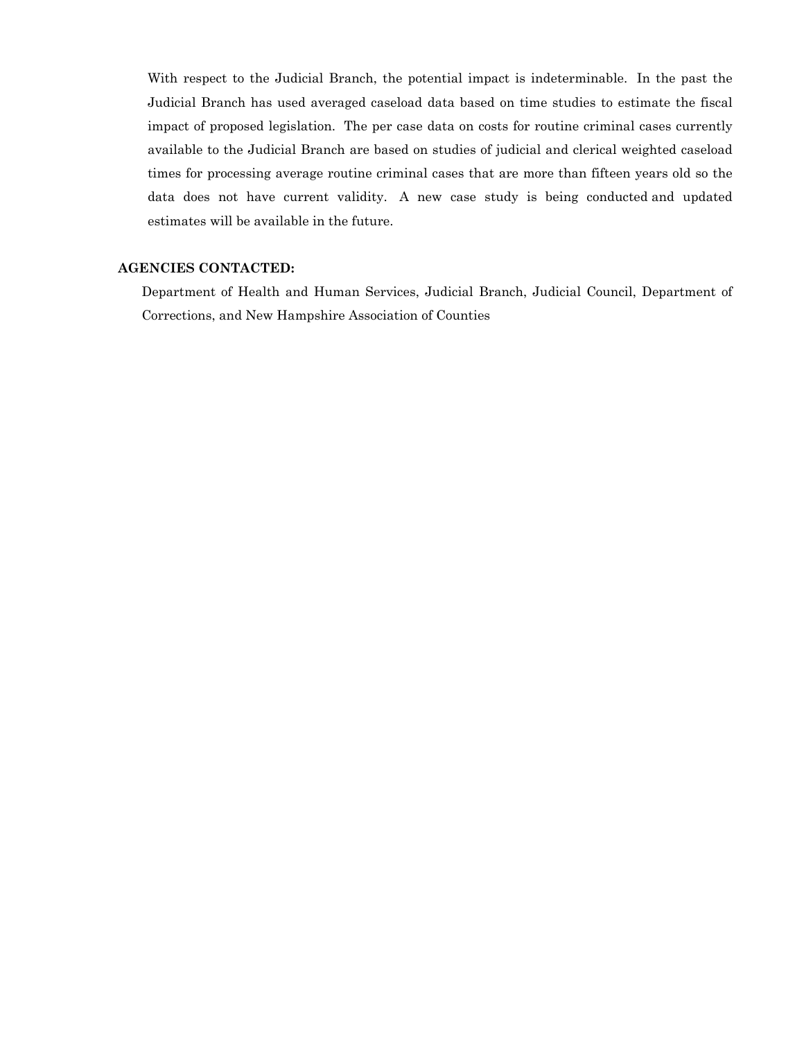With respect to the Judicial Branch, the potential impact is indeterminable. In the past the Judicial Branch has used averaged caseload data based on time studies to estimate the fiscal impact of proposed legislation. The per case data on costs for routine criminal cases currently available to the Judicial Branch are based on studies of judicial and clerical weighted caseload times for processing average routine criminal cases that are more than fifteen years old so the data does not have current validity. A new case study is being conducted and updated estimates will be available in the future.

**AGENCIES CONTACTED:**

Department of Health and Human Services, Judicial Branch, Judicial Council, Department of Corrections, and New Hampshire Association of Counties